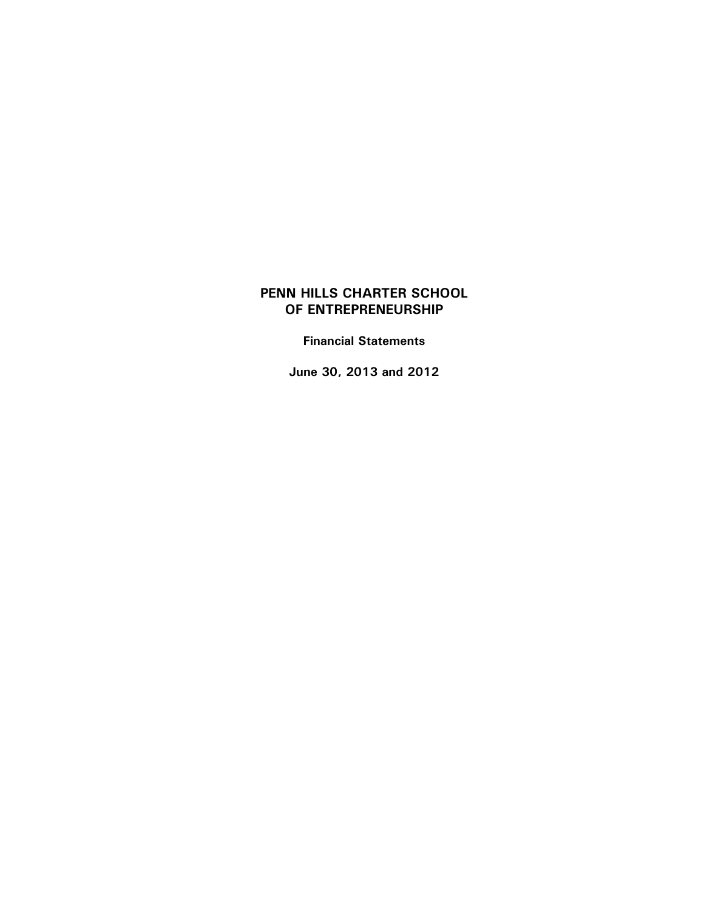# PENN HILLS CHARTER SCHOOL OF ENTREPRENEURSHIP

**Financial Statements**

**June 30, 2013 and 2012**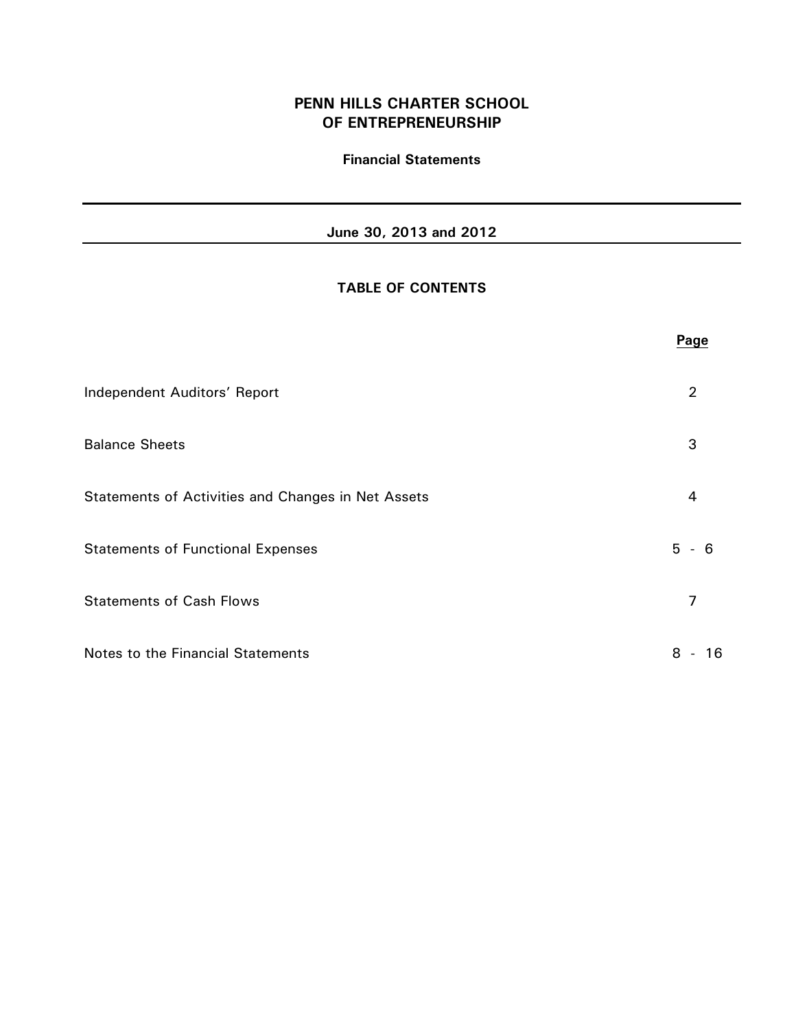# PENN HILLS CHARTER SCHOOL OF ENTREPRENEURSHIP

**Financial Statements**

**June 30, 2013 and 2012**

## TABLE OF CONTENTS

| | Page |
|---|---|
| Independent Auditors' Report | 2 |
| Balance Sheets | 3 |
| Statements of Activities and Changes in Net Assets | 4 |
| Statements of Functional Expenses | 5 - 6 |
| Statements of Cash Flows | 7 |
| Notes to the Financial Statements | 8 - 16 |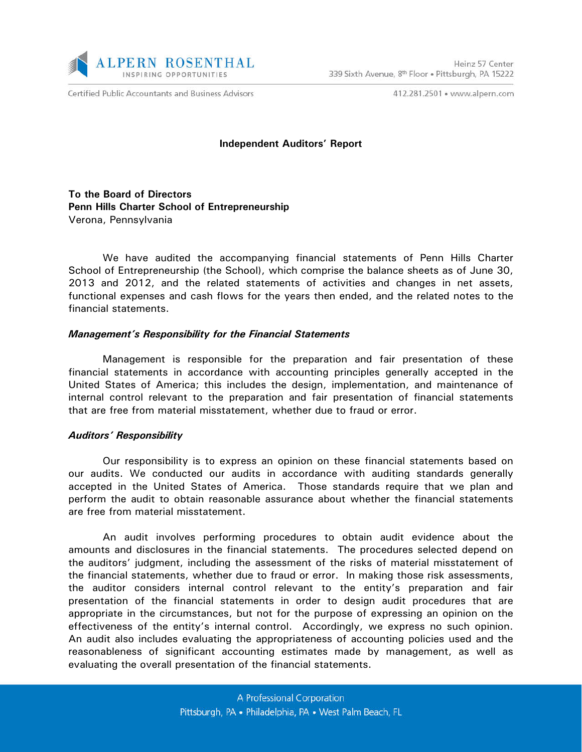# Independent Auditors' Report

**To the Board of Directors**
**Penn Hills Charter School of Entrepreneurship**
Verona, Pennsylvania

We have audited the accompanying financial statements of Penn Hills Charter School of Entrepreneurship (the School), which comprise the balance sheets as of June 30, 2013 and 2012, and the related statements of activities and changes in net assets, functional expenses and cash flows for the years then ended, and the related notes to the financial statements.

***Management's Responsibility for the Financial Statements***

Management is responsible for the preparation and fair presentation of these financial statements in accordance with accounting principles generally accepted in the United States of America; this includes the design, implementation, and maintenance of internal control relevant to the preparation and fair presentation of financial statements that are free from material misstatement, whether due to fraud or error.

***Auditors' Responsibility***

Our responsibility is to express an opinion on these financial statements based on our audits. We conducted our audits in accordance with auditing standards generally accepted in the United States of America. Those standards require that we plan and perform the audit to obtain reasonable assurance about whether the financial statements are free from material misstatement.

An audit involves performing procedures to obtain audit evidence about the amounts and disclosures in the financial statements. The procedures selected depend on the auditors' judgment, including the assessment of the risks of material misstatement of the financial statements, whether due to fraud or error. In making those risk assessments, the auditor considers internal control relevant to the entity's preparation and fair presentation of the financial statements in order to design audit procedures that are appropriate in the circumstances, but not for the purpose of expressing an opinion on the effectiveness of the entity's internal control. Accordingly, we express no such opinion. An audit also includes evaluating the appropriateness of accounting policies used and the reasonableness of significant accounting estimates made by management, as well as evaluating the overall presentation of the financial statements.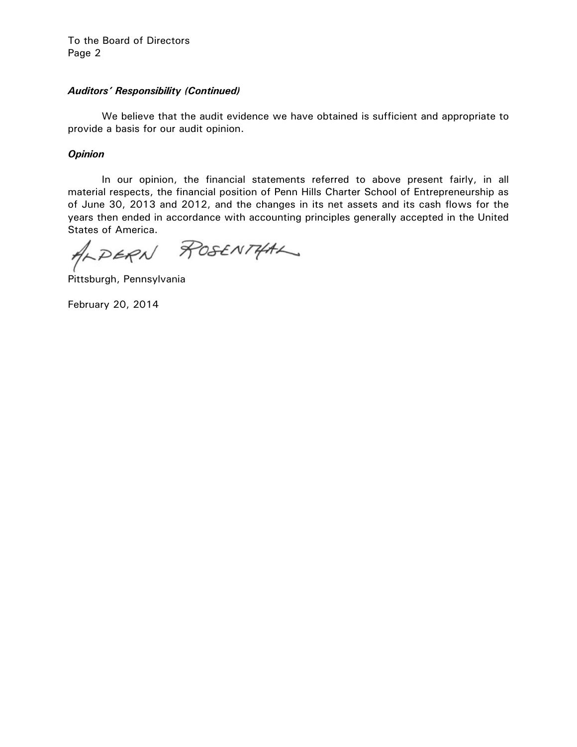To the Board of Directors
Page 2

***Auditors' Responsibility (Continued)***

We believe that the audit evidence we have obtained is sufficient and appropriate to provide a basis for our audit opinion.

***Opinion***

In our opinion, the financial statements referred to above present fairly, in all material respects, the financial position of Penn Hills Charter School of Entrepreneurship as of June 30, 2013 and 2012, and the changes in its net assets and its cash flows for the years then ended in accordance with accounting principles generally accepted in the United States of America.

ALPERN ROSENTHAL

Pittsburgh, Pennsylvania

February 20, 2014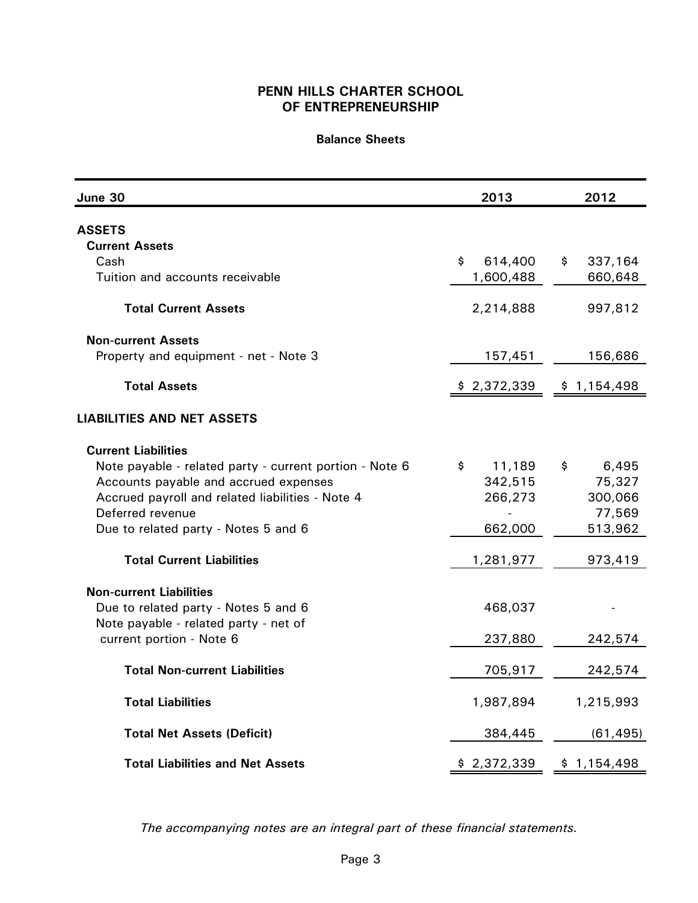# PENN HILLS CHARTER SCHOOL OF ENTREPRENEURSHIP

## Balance Sheets

| June 30 | 2013 | 2012 |
|---|---|---|
| **ASSETS** | | |
| **Current Assets** | | |
| Cash | $ 614,400 | $ 337,164 |
| Tuition and accounts receivable | 1,600,488 | 660,648 |
| **Total Current Assets** | 2,214,888 | 997,812 |
| **Non-current Assets** | | |
| Property and equipment - net - Note 3 | 157,451 | 156,686 |
| **Total Assets** | $ 2,372,339 | $ 1,154,498 |
| **LIABILITIES AND NET ASSETS** | | |
| **Current Liabilities** | | |
| Note payable - related party - current portion - Note 6 | $ 11,189 | $ 6,495 |
| Accounts payable and accrued expenses | 342,515 | 75,327 |
| Accrued payroll and related liabilities - Note 4 | 266,273 | 300,066 |
| Deferred revenue | - | 77,569 |
| Due to related party - Notes 5 and 6 | 662,000 | 513,962 |
| **Total Current Liabilities** | 1,281,977 | 973,419 |
| **Non-current Liabilities** | | |
| Due to related party - Notes 5 and 6 | 468,037 | - |
| Note payable - related party - net of current portion - Note 6 | 237,880 | 242,574 |
| **Total Non-current Liabilities** | 705,917 | 242,574 |
| **Total Liabilities** | 1,987,894 | 1,215,993 |
| **Total Net Assets (Deficit)** | 384,445 | (61,495) |
| **Total Liabilities and Net Assets** | $ 2,372,339 | $ 1,154,498 |

*The accompanying notes are an integral part of these financial statements.*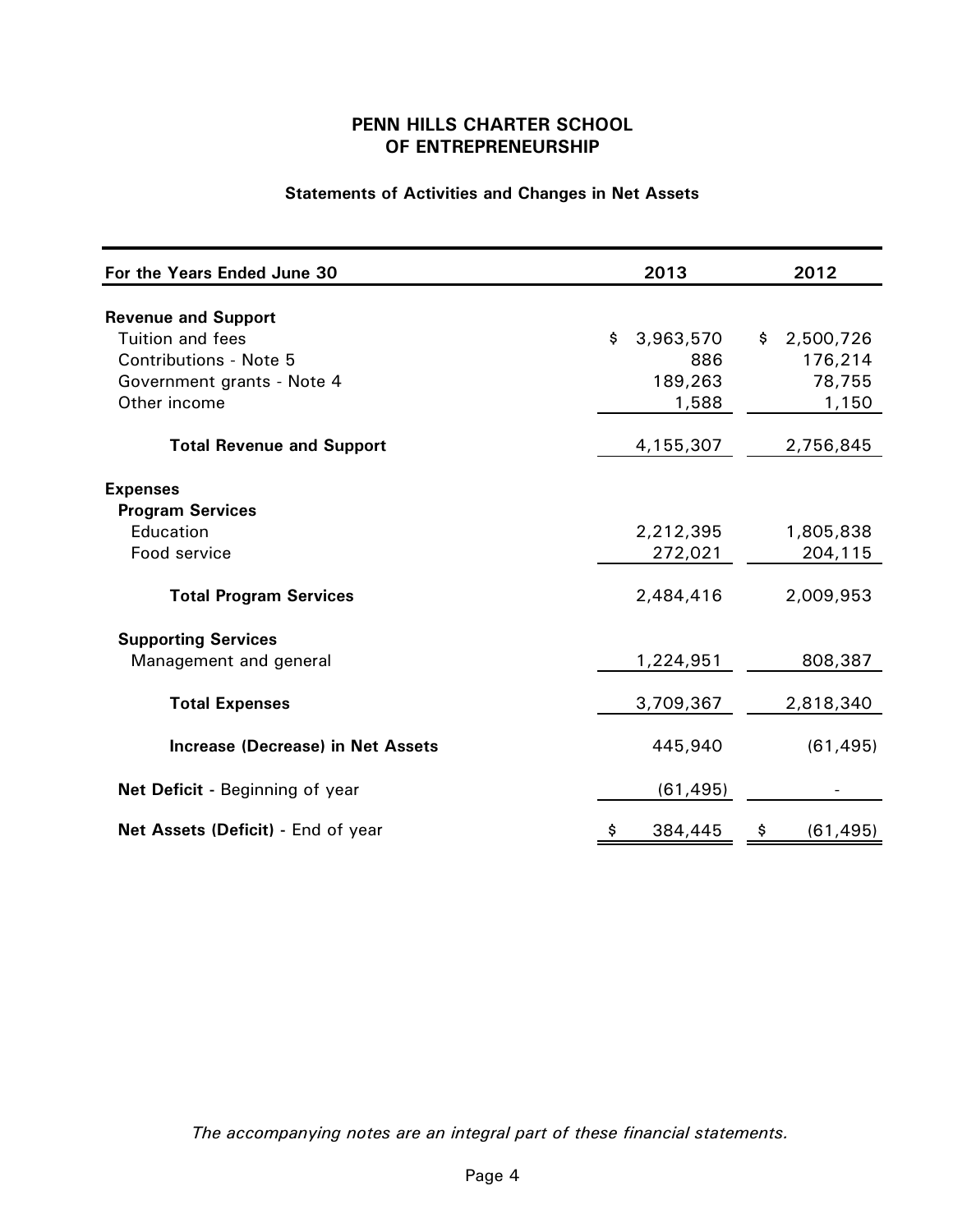# PENN HILLS CHARTER SCHOOL OF ENTREPRENEURSHIP

## Statements of Activities and Changes in Net Assets

| For the Years Ended June 30 | 2013 | 2012 |
|---|---|---|
| **Revenue and Support** | | |
| Tuition and fees | $ 3,963,570 | $ 2,500,726 |
| Contributions - Note 5 | 886 | 176,214 |
| Government grants - Note 4 | 189,263 | 78,755 |
| Other income | 1,588 | 1,150 |
| **Total Revenue and Support** | 4,155,307 | 2,756,845 |
| **Expenses** | | |
| **Program Services** | | |
| Education | 2,212,395 | 1,805,838 |
| Food service | 272,021 | 204,115 |
| **Total Program Services** | 2,484,416 | 2,009,953 |
| **Supporting Services** | | |
| Management and general | 1,224,951 | 808,387 |
| **Total Expenses** | 3,709,367 | 2,818,340 |
| **Increase (Decrease) in Net Assets** | 445,940 | (61,495) |
| **Net Deficit** - Beginning of year | (61,495) | - |
| **Net Assets (Deficit)** - End of year | $ 384,445 | $ (61,495) |

*The accompanying notes are an integral part of these financial statements.*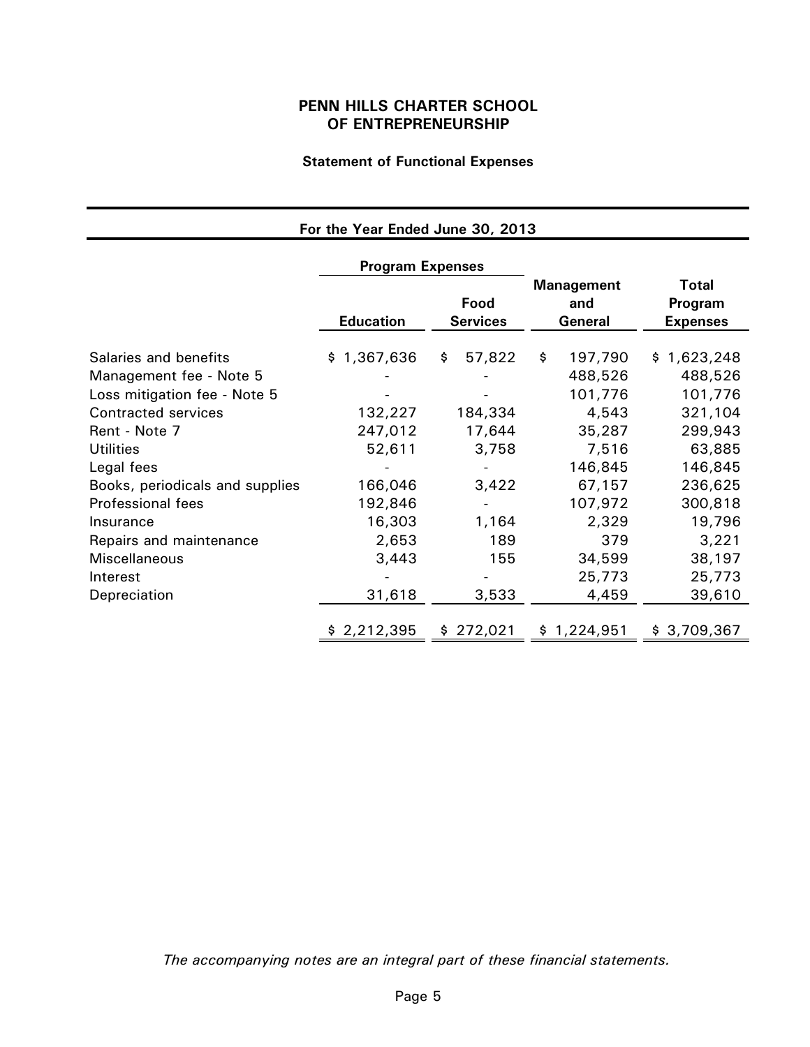# PENN HILLS CHARTER SCHOOL
# OF ENTREPRENEURSHIP

## Statement of Functional Expenses

**For the Year Ended June 30, 2013**

| | Program Expenses | | | |
|---|---|---|---|---|
| | **Education** | **Food Services** | **Management and General** | **Total Program Expenses** |
| Salaries and benefits | $ 1,367,636 | $ 57,822 | $ 197,790 | $ 1,623,248 |
| Management fee - Note 5 | - | - | 488,526 | 488,526 |
| Loss mitigation fee - Note 5 | - | - | 101,776 | 101,776 |
| Contracted services | 132,227 | 184,334 | 4,543 | 321,104 |
| Rent - Note 7 | 247,012 | 17,644 | 35,287 | 299,943 |
| Utilities | 52,611 | 3,758 | 7,516 | 63,885 |
| Legal fees | - | - | 146,845 | 146,845 |
| Books, periodicals and supplies | 166,046 | 3,422 | 67,157 | 236,625 |
| Professional fees | 192,846 | - | 107,972 | 300,818 |
| Insurance | 16,303 | 1,164 | 2,329 | 19,796 |
| Repairs and maintenance | 2,653 | 189 | 379 | 3,221 |
| Miscellaneous | 3,443 | 155 | 34,599 | 38,197 |
| Interest | - | - | 25,773 | 25,773 |
| Depreciation | 31,618 | 3,533 | 4,459 | 39,610 |
| | $ 2,212,395 | $ 272,021 | $ 1,224,951 | $ 3,709,367 |

*The accompanying notes are an integral part of these financial statements.*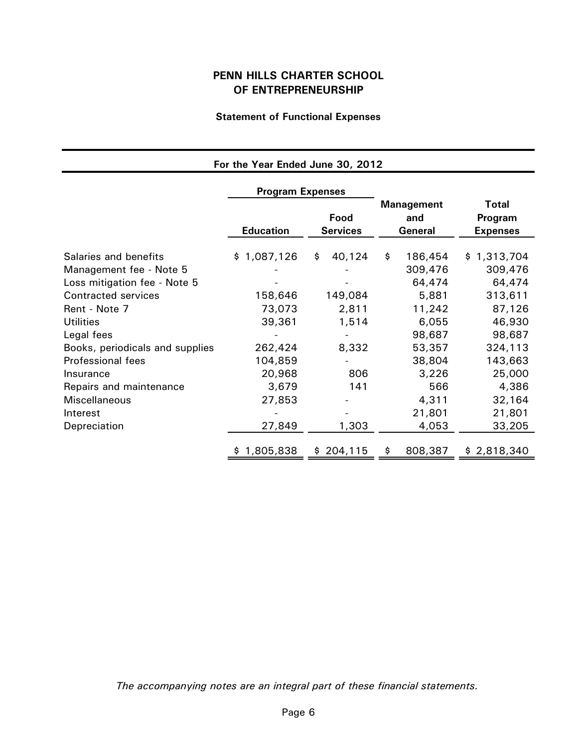# PENN HILLS CHARTER SCHOOL OF ENTREPRENEURSHIP

## Statement of Functional Expenses

**For the Year Ended June 30, 2012**

| | Program Expenses | | | |
|---|---|---|---|---|
| | Education | Food Services | Management and General | Total Program Expenses |
| Salaries and benefits | $ 1,087,126 | $ 40,124 | $ 186,454 | $ 1,313,704 |
| Management fee - Note 5 | - | - | 309,476 | 309,476 |
| Loss mitigation fee - Note 5 | - | - | 64,474 | 64,474 |
| Contracted services | 158,646 | 149,084 | 5,881 | 313,611 |
| Rent - Note 7 | 73,073 | 2,811 | 11,242 | 87,126 |
| Utilities | 39,361 | 1,514 | 6,055 | 46,930 |
| Legal fees | - | - | 98,687 | 98,687 |
| Books, periodicals and supplies | 262,424 | 8,332 | 53,357 | 324,113 |
| Professional fees | 104,859 | - | 38,804 | 143,663 |
| Insurance | 20,968 | 806 | 3,226 | 25,000 |
| Repairs and maintenance | 3,679 | 141 | 566 | 4,386 |
| Miscellaneous | 27,853 | - | 4,311 | 32,164 |
| Interest | - | - | 21,801 | 21,801 |
| Depreciation | 27,849 | 1,303 | 4,053 | 33,205 |
| | $ 1,805,838 | $ 204,115 | $ 808,387 | $ 2,818,340 |

*The accompanying notes are an integral part of these financial statements.*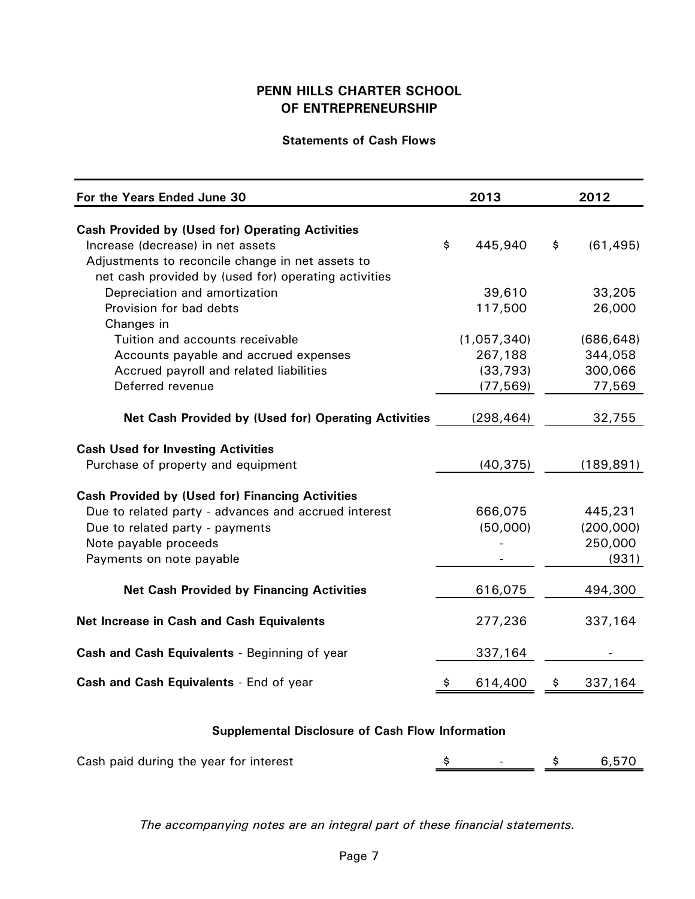# PENN HILLS CHARTER SCHOOL OF ENTREPRENEURSHIP

## Statements of Cash Flows

| For the Years Ended June 30 | 2013 | 2012 |
|---|---|---|
| **Cash Provided by (Used for) Operating Activities** | | |
| Increase (decrease) in net assets | $ 445,940 | $ (61,495) |
| Adjustments to reconcile change in net assets to net cash provided by (used for) operating activities | | |
| Depreciation and amortization | 39,610 | 33,205 |
| Provision for bad debts | 117,500 | 26,000 |
| Changes in | | |
| Tuition and accounts receivable | (1,057,340) | (686,648) |
| Accounts payable and accrued expenses | 267,188 | 344,058 |
| Accrued payroll and related liabilities | (33,793) | 300,066 |
| Deferred revenue | (77,569) | 77,569 |
| **Net Cash Provided by (Used for) Operating Activities** | (298,464) | 32,755 |
| **Cash Used for Investing Activities** | | |
| Purchase of property and equipment | (40,375) | (189,891) |
| **Cash Provided by (Used for) Financing Activities** | | |
| Due to related party - advances and accrued interest | 666,075 | 445,231 |
| Due to related party - payments | (50,000) | (200,000) |
| Note payable proceeds | - | 250,000 |
| Payments on note payable | - | (931) |
| **Net Cash Provided by Financing Activities** | 616,075 | 494,300 |
| **Net Increase in Cash and Cash Equivalents** | 277,236 | 337,164 |
| **Cash and Cash Equivalents** - Beginning of year | 337,164 | - |
| **Cash and Cash Equivalents** - End of year | $ 614,400 | $ 337,164 |

### Supplemental Disclosure of Cash Flow Information

| | 2013 | 2012 |
|---|---|---|
| Cash paid during the year for interest | $ - | $ 6,570 |

*The accompanying notes are an integral part of these financial statements.*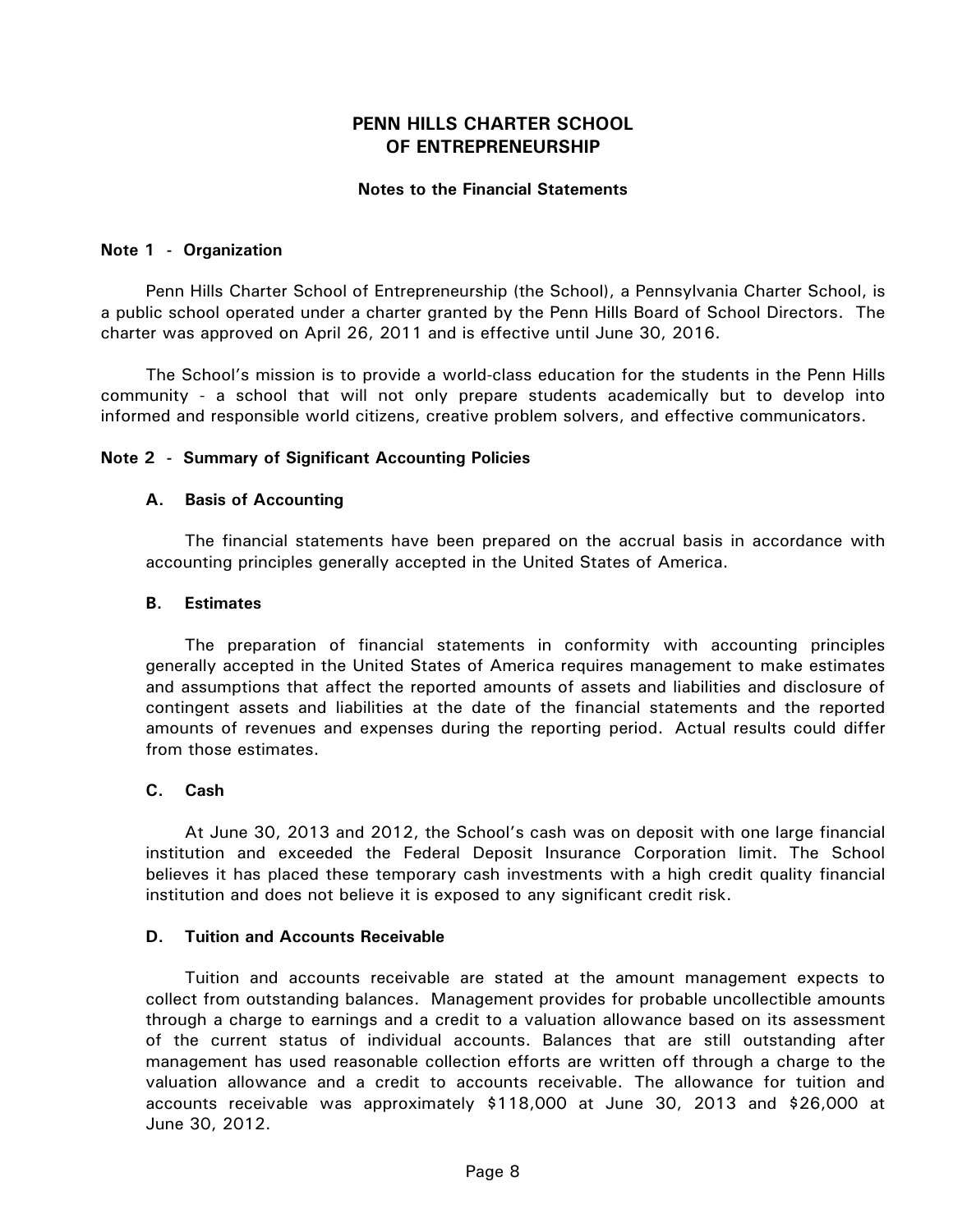# PENN HILLS CHARTER SCHOOL OF ENTREPRENEURSHIP

## Notes to the Financial Statements

### Note 1 - Organization

Penn Hills Charter School of Entrepreneurship (the School), a Pennsylvania Charter School, is a public school operated under a charter granted by the Penn Hills Board of School Directors. The charter was approved on April 26, 2011 and is effective until June 30, 2016.

The School's mission is to provide a world-class education for the students in the Penn Hills community - a school that will not only prepare students academically but to develop into informed and responsible world citizens, creative problem solvers, and effective communicators.

### Note 2 - Summary of Significant Accounting Policies

**A. Basis of Accounting**

The financial statements have been prepared on the accrual basis in accordance with accounting principles generally accepted in the United States of America.

**B. Estimates**

The preparation of financial statements in conformity with accounting principles generally accepted in the United States of America requires management to make estimates and assumptions that affect the reported amounts of assets and liabilities and disclosure of contingent assets and liabilities at the date of the financial statements and the reported amounts of revenues and expenses during the reporting period. Actual results could differ from those estimates.

**C. Cash**

At June 30, 2013 and 2012, the School's cash was on deposit with one large financial institution and exceeded the Federal Deposit Insurance Corporation limit. The School believes it has placed these temporary cash investments with a high credit quality financial institution and does not believe it is exposed to any significant credit risk.

**D. Tuition and Accounts Receivable**

Tuition and accounts receivable are stated at the amount management expects to collect from outstanding balances. Management provides for probable uncollectible amounts through a charge to earnings and a credit to a valuation allowance based on its assessment of the current status of individual accounts. Balances that are still outstanding after management has used reasonable collection efforts are written off through a charge to the valuation allowance and a credit to accounts receivable. The allowance for tuition and accounts receivable was approximately $118,000 at June 30, 2013 and $26,000 at June 30, 2012.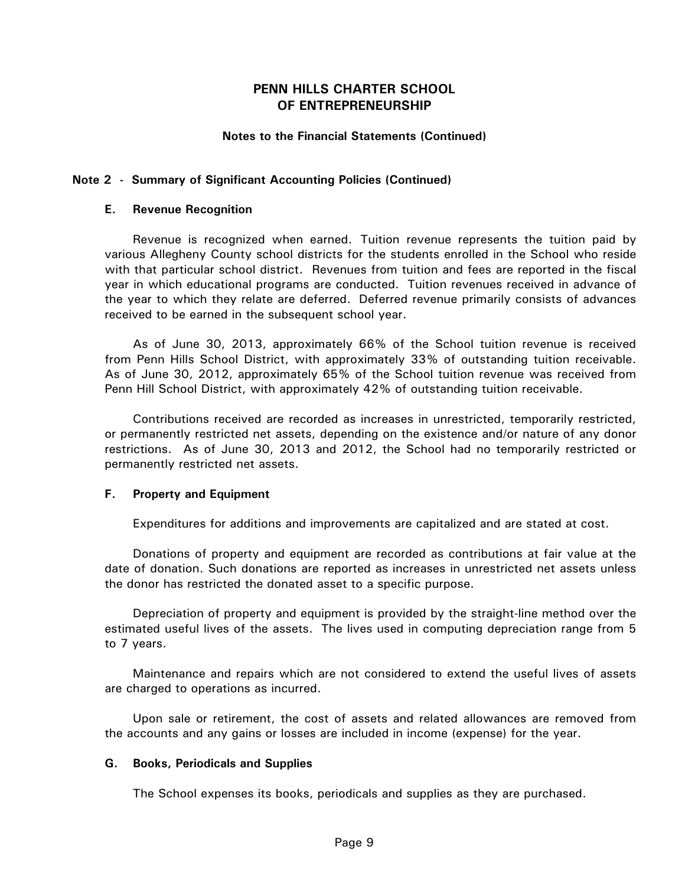# PENN HILLS CHARTER SCHOOL OF ENTREPRENEURSHIP

## Notes to the Financial Statements (Continued)

### Note 2 - Summary of Significant Accounting Policies (Continued)

#### E. Revenue Recognition

Revenue is recognized when earned. Tuition revenue represents the tuition paid by various Allegheny County school districts for the students enrolled in the School who reside with that particular school district. Revenues from tuition and fees are reported in the fiscal year in which educational programs are conducted. Tuition revenues received in advance of the year to which they relate are deferred. Deferred revenue primarily consists of advances received to be earned in the subsequent school year.

As of June 30, 2013, approximately 66% of the School tuition revenue is received from Penn Hills School District, with approximately 33% of outstanding tuition receivable. As of June 30, 2012, approximately 65% of the School tuition revenue was received from Penn Hill School District, with approximately 42% of outstanding tuition receivable.

Contributions received are recorded as increases in unrestricted, temporarily restricted, or permanently restricted net assets, depending on the existence and/or nature of any donor restrictions. As of June 30, 2013 and 2012, the School had no temporarily restricted or permanently restricted net assets.

#### F. Property and Equipment

Expenditures for additions and improvements are capitalized and are stated at cost.

Donations of property and equipment are recorded as contributions at fair value at the date of donation. Such donations are reported as increases in unrestricted net assets unless the donor has restricted the donated asset to a specific purpose.

Depreciation of property and equipment is provided by the straight-line method over the estimated useful lives of the assets. The lives used in computing depreciation range from 5 to 7 years.

Maintenance and repairs which are not considered to extend the useful lives of assets are charged to operations as incurred.

Upon sale or retirement, the cost of assets and related allowances are removed from the accounts and any gains or losses are included in income (expense) for the year.

#### G. Books, Periodicals and Supplies

The School expenses its books, periodicals and supplies as they are purchased.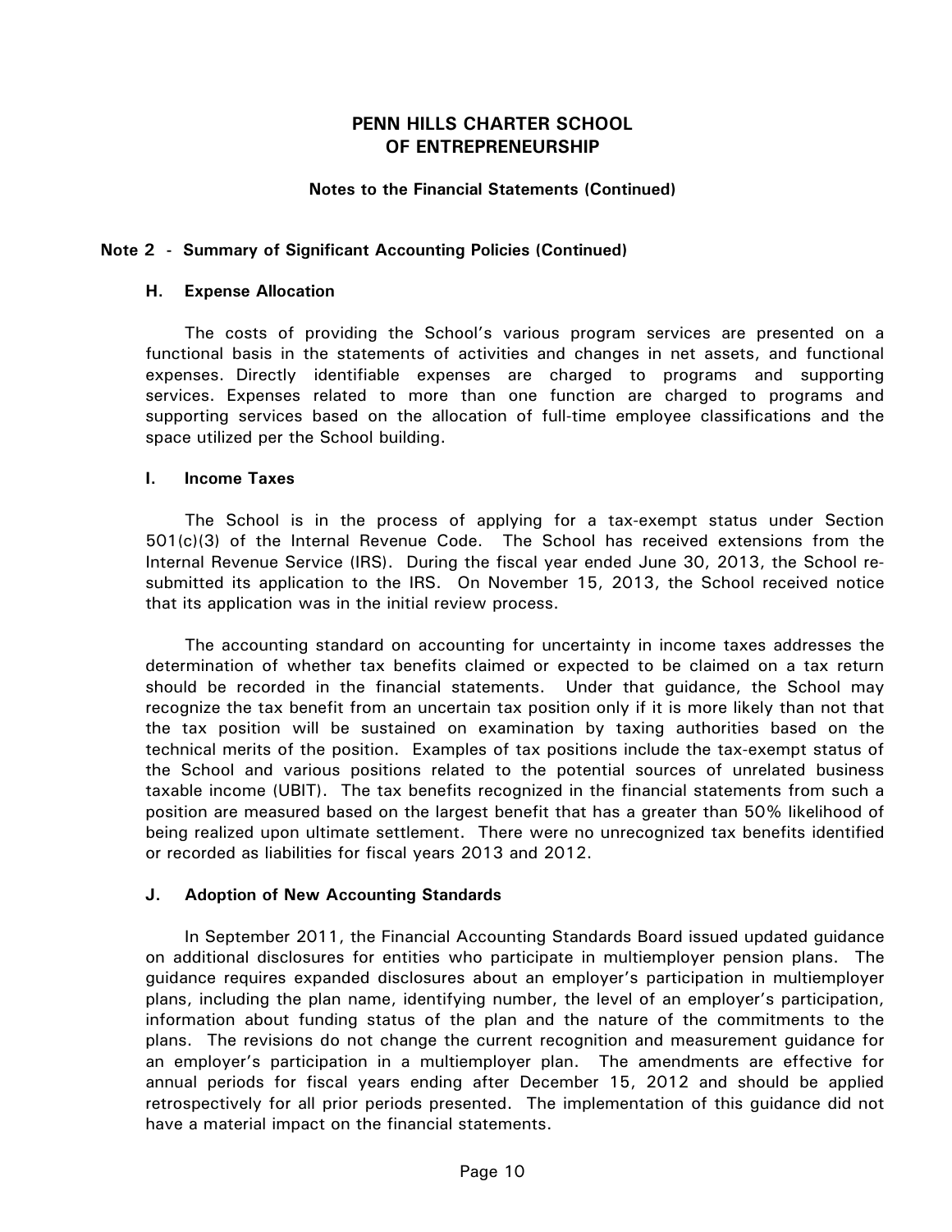# PENN HILLS CHARTER SCHOOL OF ENTREPRENEURSHIP

## Notes to the Financial Statements (Continued)

### Note 2 - Summary of Significant Accounting Policies (Continued)

#### H. Expense Allocation

The costs of providing the School's various program services are presented on a functional basis in the statements of activities and changes in net assets, and functional expenses. Directly identifiable expenses are charged to programs and supporting services. Expenses related to more than one function are charged to programs and supporting services based on the allocation of full-time employee classifications and the space utilized per the School building.

#### I. Income Taxes

The School is in the process of applying for a tax-exempt status under Section 501(c)(3) of the Internal Revenue Code. The School has received extensions from the Internal Revenue Service (IRS). During the fiscal year ended June 30, 2013, the School re-submitted its application to the IRS. On November 15, 2013, the School received notice that its application was in the initial review process.

The accounting standard on accounting for uncertainty in income taxes addresses the determination of whether tax benefits claimed or expected to be claimed on a tax return should be recorded in the financial statements. Under that guidance, the School may recognize the tax benefit from an uncertain tax position only if it is more likely than not that the tax position will be sustained on examination by taxing authorities based on the technical merits of the position. Examples of tax positions include the tax-exempt status of the School and various positions related to the potential sources of unrelated business taxable income (UBIT). The tax benefits recognized in the financial statements from such a position are measured based on the largest benefit that has a greater than 50% likelihood of being realized upon ultimate settlement. There were no unrecognized tax benefits identified or recorded as liabilities for fiscal years 2013 and 2012.

#### J. Adoption of New Accounting Standards

In September 2011, the Financial Accounting Standards Board issued updated guidance on additional disclosures for entities who participate in multiemployer pension plans. The guidance requires expanded disclosures about an employer's participation in multiemployer plans, including the plan name, identifying number, the level of an employer's participation, information about funding status of the plan and the nature of the commitments to the plans. The revisions do not change the current recognition and measurement guidance for an employer's participation in a multiemployer plan. The amendments are effective for annual periods for fiscal years ending after December 15, 2012 and should be applied retrospectively for all prior periods presented. The implementation of this guidance did not have a material impact on the financial statements.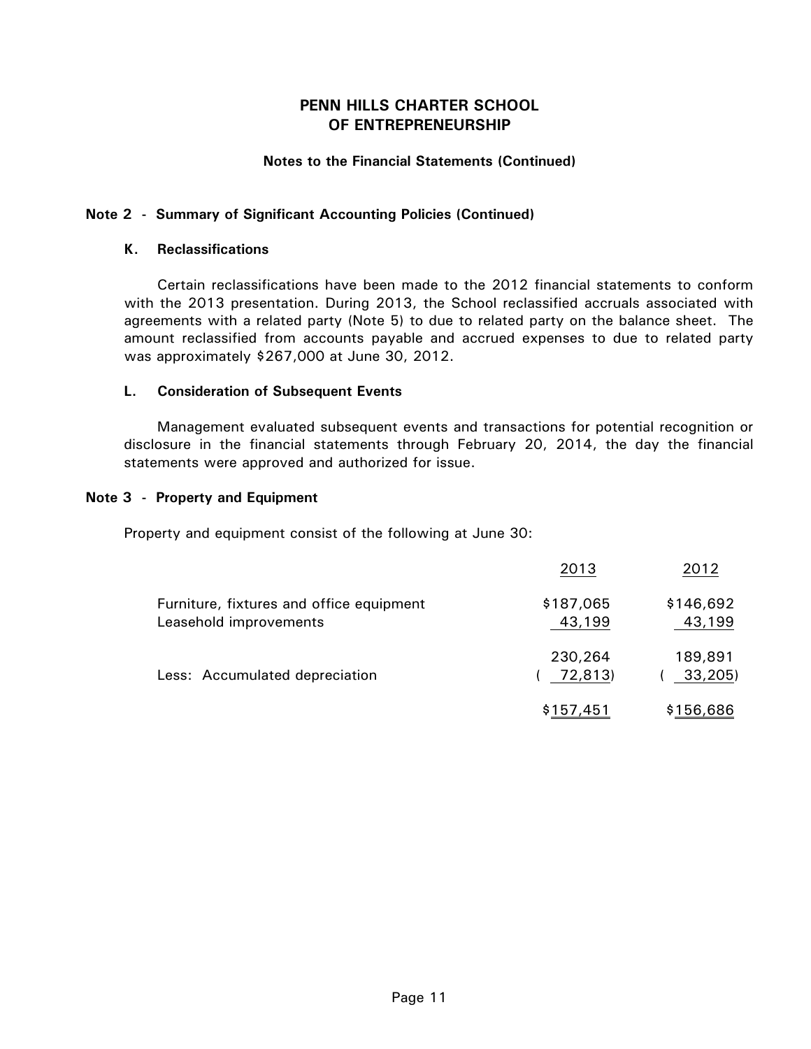# PENN HILLS CHARTER SCHOOL OF ENTREPRENEURSHIP

## Notes to the Financial Statements (Continued)

### Note 2 - Summary of Significant Accounting Policies (Continued)

#### K. Reclassifications

Certain reclassifications have been made to the 2012 financial statements to conform with the 2013 presentation. During 2013, the School reclassified accruals associated with agreements with a related party (Note 5) to due to related party on the balance sheet. The amount reclassified from accounts payable and accrued expenses to due to related party was approximately $267,000 at June 30, 2012.

#### L. Consideration of Subsequent Events

Management evaluated subsequent events and transactions for potential recognition or disclosure in the financial statements through February 20, 2014, the day the financial statements were approved and authorized for issue.

### Note 3 - Property and Equipment

Property and equipment consist of the following at June 30:

| | 2013 | 2012 |
|---|---|---|
| Furniture, fixtures and office equipment | $187,065 | $146,692 |
| Leasehold improvements | 43,199 | 43,199 |
| | 230,264 | 189,891 |
| Less: Accumulated depreciation | (72,813) | (33,205) |
| | $157,451 | $156,686 |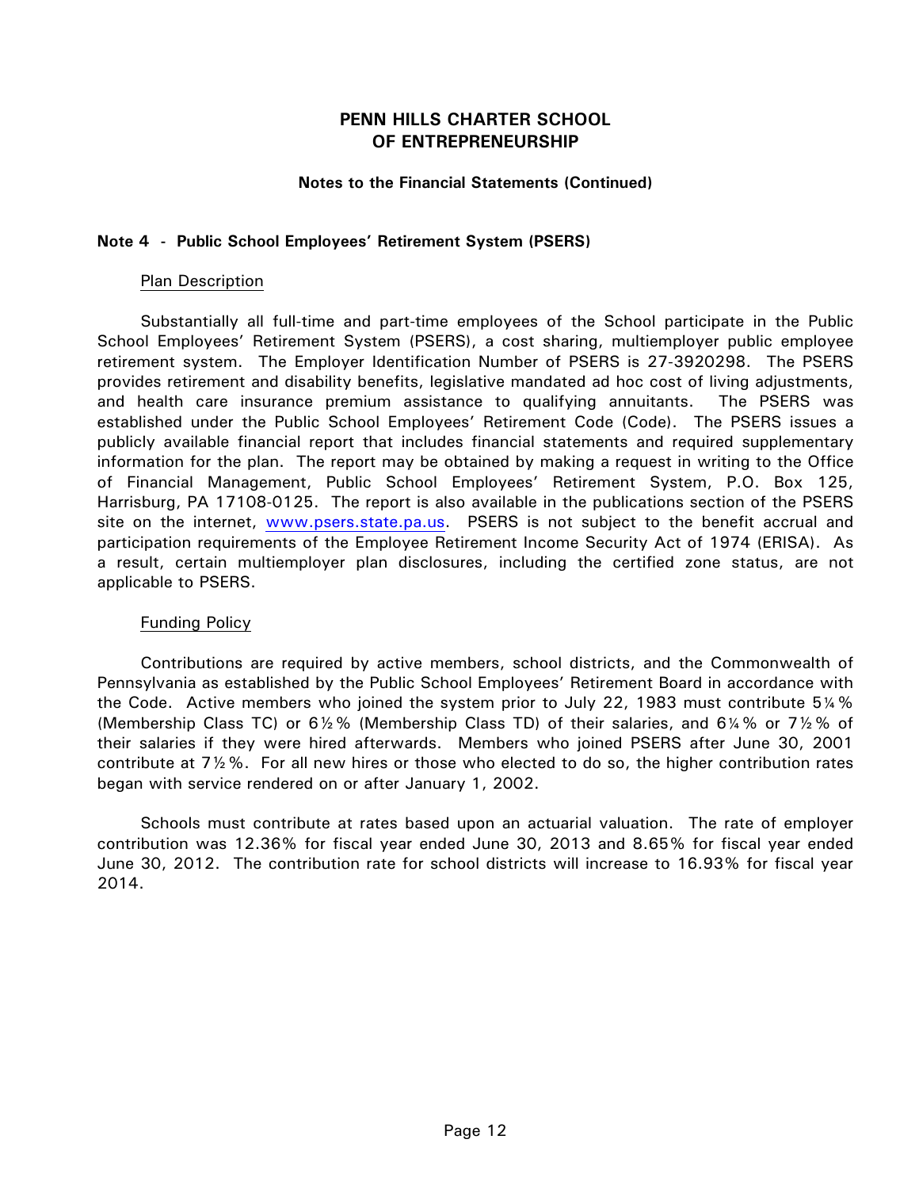# PENN HILLS CHARTER SCHOOL OF ENTREPRENEURSHIP

## Notes to the Financial Statements (Continued)

### Note 4 - Public School Employees' Retirement System (PSERS)

Plan Description

Substantially all full-time and part-time employees of the School participate in the Public School Employees' Retirement System (PSERS), a cost sharing, multiemployer public employee retirement system. The Employer Identification Number of PSERS is 27-3920298. The PSERS provides retirement and disability benefits, legislative mandated ad hoc cost of living adjustments, and health care insurance premium assistance to qualifying annuitants. The PSERS was established under the Public School Employees' Retirement Code (Code). The PSERS issues a publicly available financial report that includes financial statements and required supplementary information for the plan. The report may be obtained by making a request in writing to the Office of Financial Management, Public School Employees' Retirement System, P.O. Box 125, Harrisburg, PA 17108-0125. The report is also available in the publications section of the PSERS site on the internet, www.psers.state.pa.us. PSERS is not subject to the benefit accrual and participation requirements of the Employee Retirement Income Security Act of 1974 (ERISA). As a result, certain multiemployer plan disclosures, including the certified zone status, are not applicable to PSERS.

Funding Policy

Contributions are required by active members, school districts, and the Commonwealth of Pennsylvania as established by the Public School Employees' Retirement Board in accordance with the Code. Active members who joined the system prior to July 22, 1983 must contribute 5¼% (Membership Class TC) or 6½% (Membership Class TD) of their salaries, and 6¼% or 7½% of their salaries if they were hired afterwards. Members who joined PSERS after June 30, 2001 contribute at 7½%. For all new hires or those who elected to do so, the higher contribution rates began with service rendered on or after January 1, 2002.

Schools must contribute at rates based upon an actuarial valuation. The rate of employer contribution was 12.36% for fiscal year ended June 30, 2013 and 8.65% for fiscal year ended June 30, 2012. The contribution rate for school districts will increase to 16.93% for fiscal year 2014.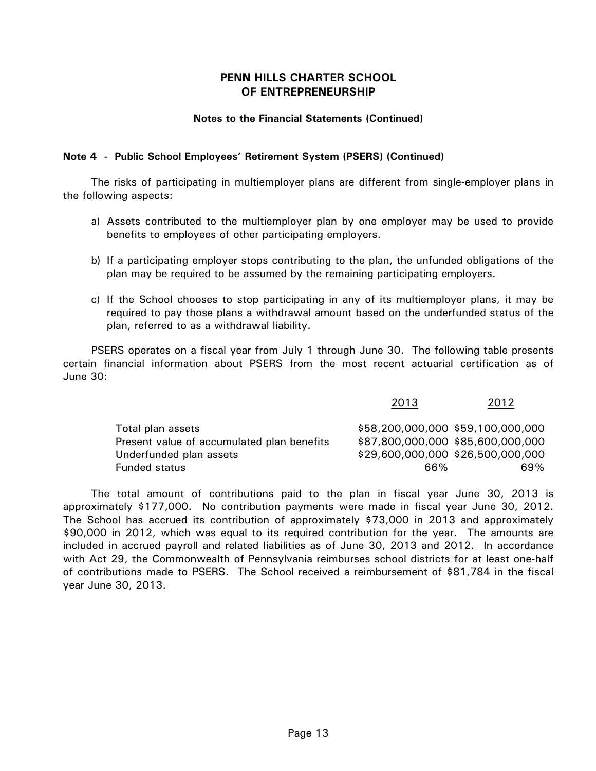# PENN HILLS CHARTER SCHOOL OF ENTREPRENEURSHIP

**Notes to the Financial Statements (Continued)**

**Note 4 - Public School Employees' Retirement System (PSERS) (Continued)**

The risks of participating in multiemployer plans are different from single-employer plans in the following aspects:

a) Assets contributed to the multiemployer plan by one employer may be used to provide benefits to employees of other participating employers.

b) If a participating employer stops contributing to the plan, the unfunded obligations of the plan may be required to be assumed by the remaining participating employers.

c) If the School chooses to stop participating in any of its multiemployer plans, it may be required to pay those plans a withdrawal amount based on the underfunded status of the plan, referred to as a withdrawal liability.

PSERS operates on a fiscal year from July 1 through June 30. The following table presents certain financial information about PSERS from the most recent actuarial certification as of June 30:

| | 2013 | 2012 |
|---|---|---|
| Total plan assets | $58,200,000,000 | $59,100,000,000 |
| Present value of accumulated plan benefits | $87,800,000,000 | $85,600,000,000 |
| Underfunded plan assets | $29,600,000,000 | $26,500,000,000 |
| Funded status | 66% | 69% |

The total amount of contributions paid to the plan in fiscal year June 30, 2013 is approximately $177,000. No contribution payments were made in fiscal year June 30, 2012. The School has accrued its contribution of approximately $73,000 in 2013 and approximately $90,000 in 2012, which was equal to its required contribution for the year. The amounts are included in accrued payroll and related liabilities as of June 30, 2013 and 2012. In accordance with Act 29, the Commonwealth of Pennsylvania reimburses school districts for at least one-half of contributions made to PSERS. The School received a reimbursement of $81,784 in the fiscal year June 30, 2013.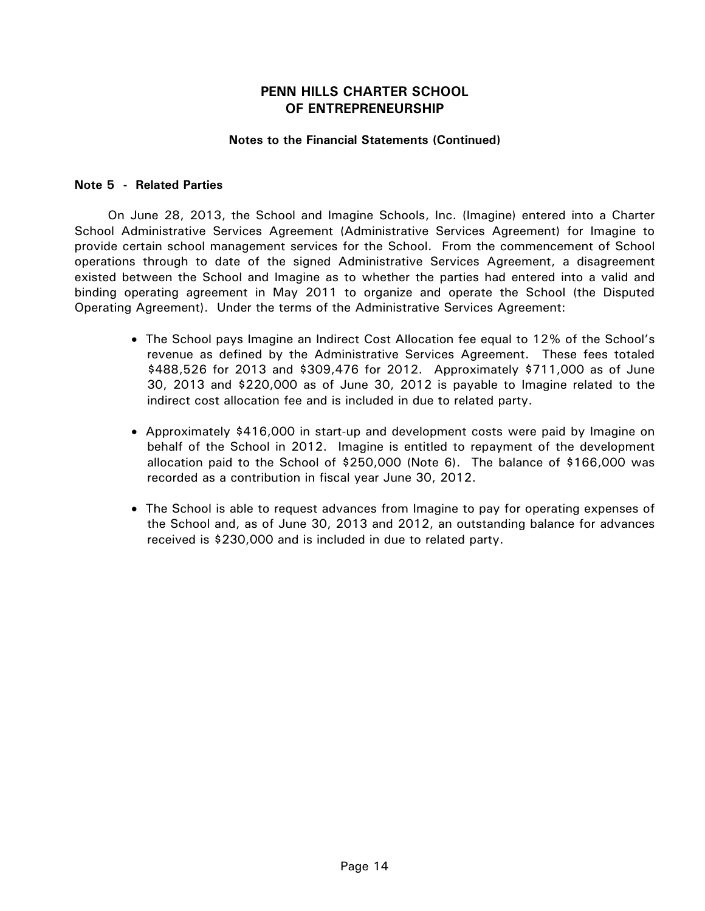# PENN HILLS CHARTER SCHOOL OF ENTREPRENEURSHIP

**Notes to the Financial Statements (Continued)**

## Note 5 - Related Parties

On June 28, 2013, the School and Imagine Schools, Inc. (Imagine) entered into a Charter School Administrative Services Agreement (Administrative Services Agreement) for Imagine to provide certain school management services for the School. From the commencement of School operations through to date of the signed Administrative Services Agreement, a disagreement existed between the School and Imagine as to whether the parties had entered into a valid and binding operating agreement in May 2011 to organize and operate the School (the Disputed Operating Agreement). Under the terms of the Administrative Services Agreement:

- The School pays Imagine an Indirect Cost Allocation fee equal to 12% of the School's revenue as defined by the Administrative Services Agreement. These fees totaled \$488,526 for 2013 and \$309,476 for 2012. Approximately \$711,000 as of June 30, 2013 and \$220,000 as of June 30, 2012 is payable to Imagine related to the indirect cost allocation fee and is included in due to related party.

- Approximately \$416,000 in start-up and development costs were paid by Imagine on behalf of the School in 2012. Imagine is entitled to repayment of the development allocation paid to the School of \$250,000 (Note 6). The balance of \$166,000 was recorded as a contribution in fiscal year June 30, 2012.

- The School is able to request advances from Imagine to pay for operating expenses of the School and, as of June 30, 2013 and 2012, an outstanding balance for advances received is \$230,000 and is included in due to related party.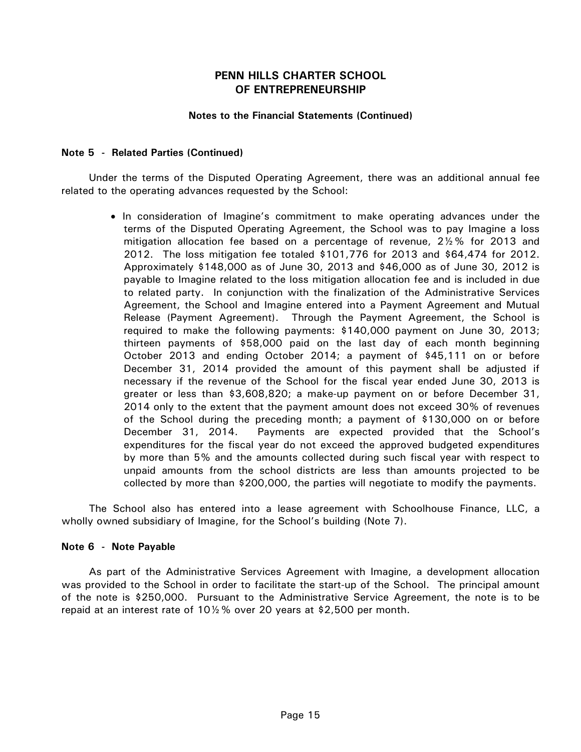## PENN HILLS CHARTER SCHOOL OF ENTREPRENEURSHIP

### Notes to the Financial Statements (Continued)

**Note 5 - Related Parties (Continued)**

Under the terms of the Disputed Operating Agreement, there was an additional annual fee related to the operating advances requested by the School:

- In consideration of Imagine's commitment to make operating advances under the terms of the Disputed Operating Agreement, the School was to pay Imagine a loss mitigation allocation fee based on a percentage of revenue, 2½% for 2013 and 2012. The loss mitigation fee totaled $101,776 for 2013 and $64,474 for 2012. Approximately $148,000 as of June 30, 2013 and $46,000 as of June 30, 2012 is payable to Imagine related to the loss mitigation allocation fee and is included in due to related party. In conjunction with the finalization of the Administrative Services Agreement, the School and Imagine entered into a Payment Agreement and Mutual Release (Payment Agreement). Through the Payment Agreement, the School is required to make the following payments: $140,000 payment on June 30, 2013; thirteen payments of $58,000 paid on the last day of each month beginning October 2013 and ending October 2014; a payment of $45,111 on or before December 31, 2014 provided the amount of this payment shall be adjusted if necessary if the revenue of the School for the fiscal year ended June 30, 2013 is greater or less than $3,608,820; a make-up payment on or before December 31, 2014 only to the extent that the payment amount does not exceed 30% of revenues of the School during the preceding month; a payment of $130,000 on or before December 31, 2014. Payments are expected provided that the School's expenditures for the fiscal year do not exceed the approved budgeted expenditures by more than 5% and the amounts collected during such fiscal year with respect to unpaid amounts from the school districts are less than amounts projected to be collected by more than $200,000, the parties will negotiate to modify the payments.

The School also has entered into a lease agreement with Schoolhouse Finance, LLC, a wholly owned subsidiary of Imagine, for the School's building (Note 7).

**Note 6 - Note Payable**

As part of the Administrative Services Agreement with Imagine, a development allocation was provided to the School in order to facilitate the start-up of the School. The principal amount of the note is $250,000. Pursuant to the Administrative Service Agreement, the note is to be repaid at an interest rate of 10½% over 20 years at $2,500 per month.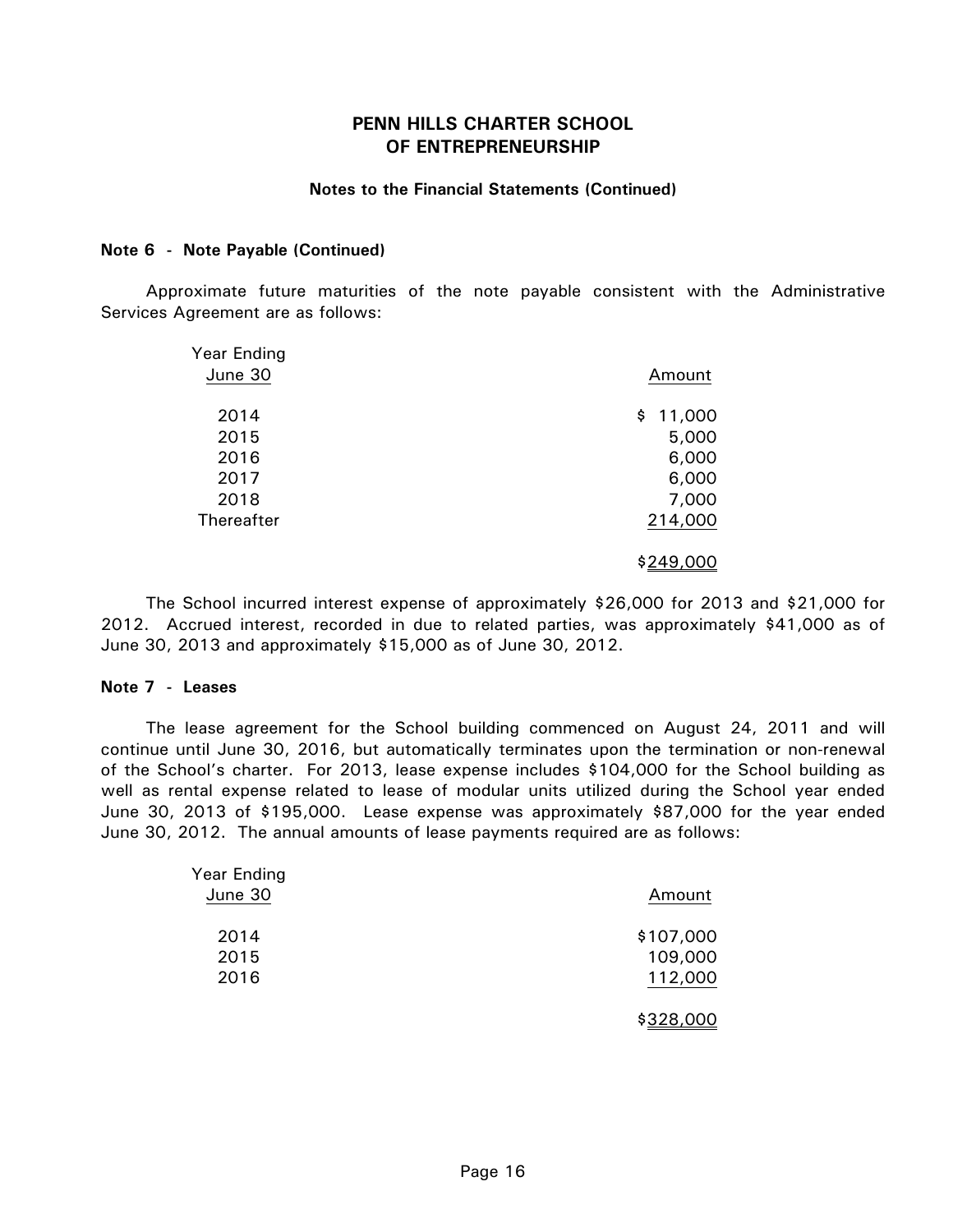**PENN HILLS CHARTER SCHOOL OF ENTREPRENEURSHIP**

**Notes to the Financial Statements (Continued)**

**Note 6 - Note Payable (Continued)**

Approximate future maturities of the note payable consistent with the Administrative Services Agreement are as follows:

| Year Ending June 30 | Amount |
|---|---|
| 2014 | $ 11,000 |
| 2015 | 5,000 |
| 2016 | 6,000 |
| 2017 | 6,000 |
| 2018 | 7,000 |
| Thereafter | 214,000 |
| | $249,000 |

The School incurred interest expense of approximately $26,000 for 2013 and $21,000 for 2012. Accrued interest, recorded in due to related parties, was approximately $41,000 as of June 30, 2013 and approximately $15,000 as of June 30, 2012.

**Note 7 - Leases**

The lease agreement for the School building commenced on August 24, 2011 and will continue until June 30, 2016, but automatically terminates upon the termination or non-renewal of the School's charter. For 2013, lease expense includes $104,000 for the School building as well as rental expense related to lease of modular units utilized during the School year ended June 30, 2013 of $195,000. Lease expense was approximately $87,000 for the year ended June 30, 2012. The annual amounts of lease payments required are as follows:

| Year Ending June 30 | Amount |
|---|---|
| 2014 | $107,000 |
| 2015 | 109,000 |
| 2016 | 112,000 |
| | $328,000 |